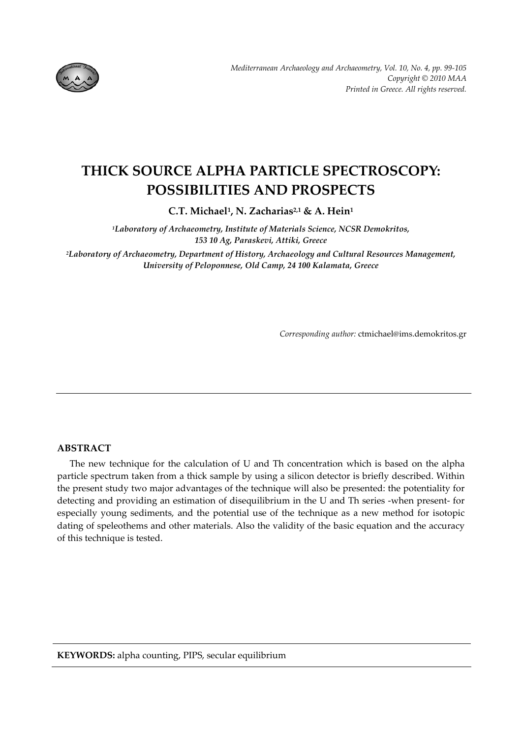# THICK SOURCE ALPHA PARTICLE SPECTROSCOPY: POSSIBILITIES AND PROSPECTS

**C.T. Michael[1], N. Zacharias[2,1] & A. Hein[1]**

*[1]Laboratory of Archaeometry, Institute of Materials Science, NCSR Demokritos, 153 10 Ag, Paraskevi, Attiki, Greece*

*[2]Laboratory of Archaeometry, Department of History, Archaeology and Cultural Resources Management, University of Peloponnese, Old Camp, 24 100 Kalamata, Greece*

*Corresponding author:* ctmichael@ims.demokritos.gr

## ABSTRACT

The new technique for the calculation of U and Th concentration which is based on the alpha particle spectrum taken from a thick sample by using a silicon detector is briefly described. Within the present study two major advantages of the technique will also be presented: the potentiality for detecting and providing an estimation of disequilibrium in the U and Th series -when present- for especially young sediments, and the potential use of the technique as a new method for isotopic dating of speleothems and other materials. Also the validity of the basic equation and the accuracy of this technique is tested.

**KEYWORDS:** alpha counting, PIPS, secular equilibrium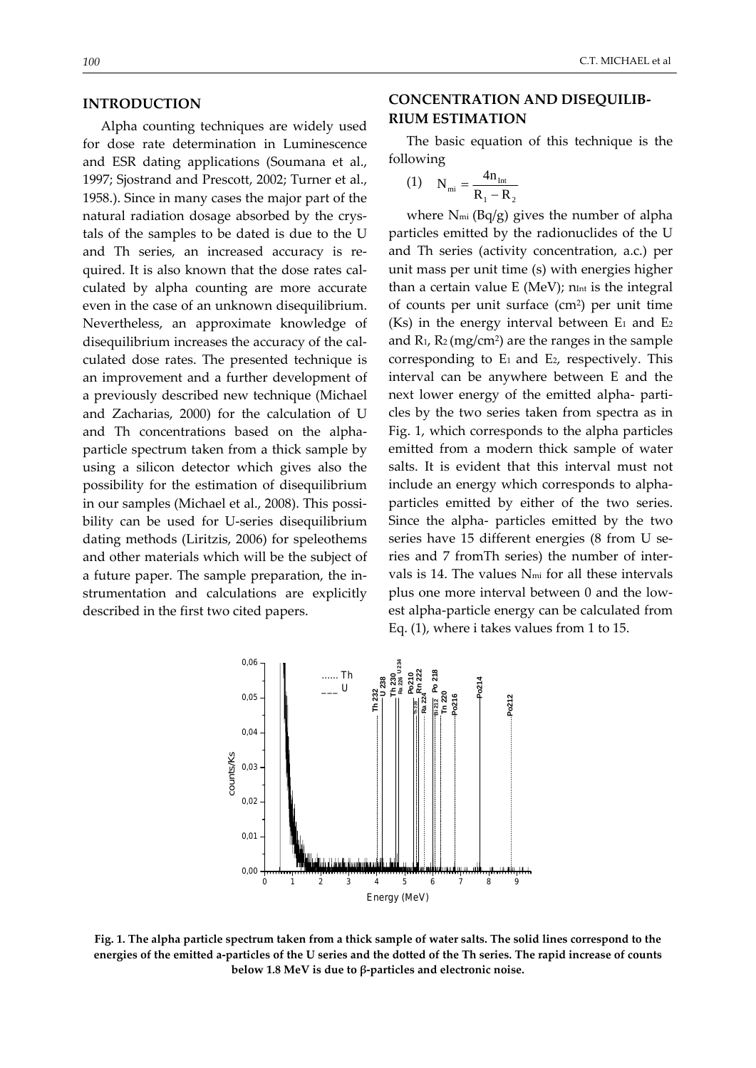## INTRODUCTION

Alpha counting techniques are widely used for dose rate determination in Luminescence and ESR dating applications (Soumana et al., 1997; Sjostrand and Prescott, 2002; Turner et al., 1958.). Since in many cases the major part of the natural radiation dosage absorbed by the crystals of the samples to be dated is due to the U and Th series, an increased accuracy is required. It is also known that the dose rates calculated by alpha counting are more accurate even in the case of an unknown disequilibrium. Nevertheless, an approximate knowledge of disequilibrium increases the accuracy of the calculated dose rates. The presented technique is an improvement and a further development of a previously described new technique (Michael and Zacharias, 2000) for the calculation of U and Th concentrations based on the alpha-particle spectrum taken from a thick sample by using a silicon detector which gives also the possibility for the estimation of disequilibrium in our samples (Michael et al., 2008). This possibility can be used for U-series disequilibrium dating methods (Liritzis, 2006) for speleothems and other materials which will be the subject of a future paper. The sample preparation, the instrumentation and calculations are explicitly described in the first two cited papers.

## CONCENTRATION AND DISEQUILIBRIUM ESTIMATION

The basic equation of this technique is the following

$$(1) \quad N_{mi} = \frac{4n_{Int}}{R_1 - R_2}$$

where $N_{mi}$ (Bq/g) gives the number of alpha particles emitted by the radionuclides of the U and Th series (activity concentration, a.c.) per unit mass per unit time (s) with energies higher than a certain value E (MeV); $n_{Int}$ is the integral of counts per unit surface ($cm^2$) per unit time (Ks) in the energy interval between $E_1$ and $E_2$ and $R_1$, $R_2$ ($mg/cm^2$) are the ranges in the sample corresponding to $E_1$ and $E_2$, respectively. This interval can be anywhere between E and the next lower energy of the emitted alpha- particles by the two series taken from spectra as in Fig. 1, which corresponds to the alpha particles emitted from a modern thick sample of water salts. It is evident that this interval must not include an energy which corresponds to alpha-particles emitted by either of the two series. Since the alpha- particles emitted by the two series have 15 different energies (8 from U series and 7 fromTh series) the number of intervals is 14. The values $N_{mi}$ for all these intervals plus one more interval between 0 and the lowest alpha-particle energy can be calculated from Eq. (1), where i takes values from 1 to 15.

**Fig. 1. The alpha particle spectrum taken from a thick sample of water salts. The solid lines correspond to the energies of the emitted a-particles of the U series and the dotted of the Th series. The rapid increase of counts below 1.8 MeV is due to β-particles and electronic noise.**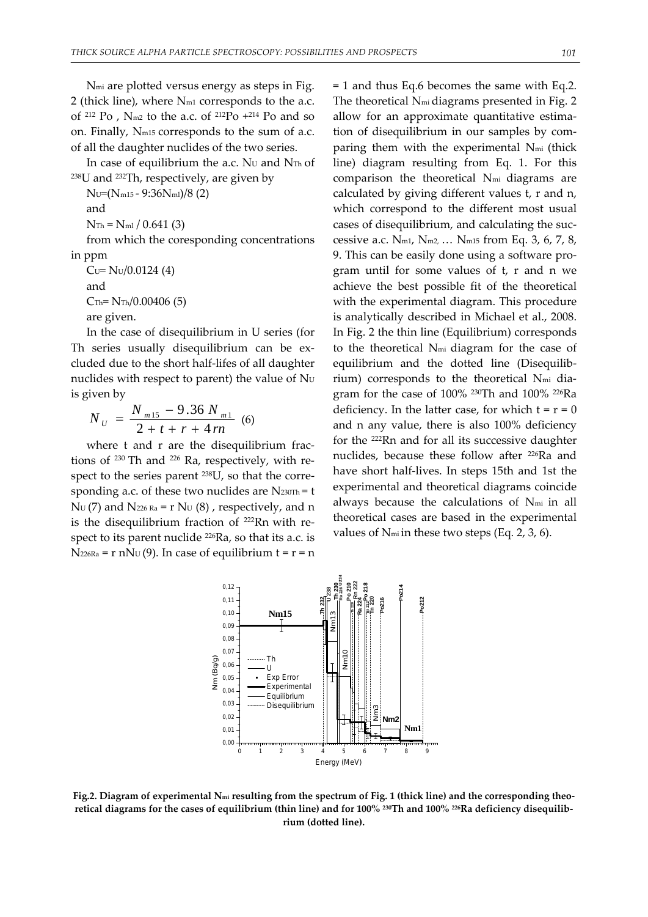$N_{mi}$ are plotted versus energy as steps in Fig. 2 (thick line), where $N_{m1}$ corresponds to the a.c. of $^{212}$Po, $N_{m2}$ to the a.c. of $^{212}$Po + $^{214}$Po and so on. Finally, $N_{m15}$ corresponds to the sum of a.c. of all the daughter nuclides of the two series.

In case of equilibrium the a.c. $N_U$ and $N_{Th}$ of $^{238}$U and $^{232}$Th, respectively, are given by

$N_U = (N_{m15} - 9{:}36 N_{ml})/8$ (2)

and

$N_{Th} = N_{ml} / 0.641$ (3)

from which the coresponding concentrations in ppm

$C_U = N_U/0.0124$ (4)

and

$C_{Th} = N_{Th}/0.00406$ (5)

are given.

In the case of disequilibrium in U series (for Th series usually disequilibrium can be excluded due to the short half-lifes of all daughter nuclides with respect to parent) the value of $N_U$ is given by

$$N_U = \frac{N_{m15} - 9.36\, N_{m1}}{2 + t + r + 4rn} \quad (6)$$

where t and r are the disequilibrium fractions of $^{230}$Th and $^{226}$Ra, respectively, with respect to the series parent $^{238}$U, so that the corresponding a.c. of these two nuclides are $N_{230Th} = t\, N_U$ (7) and $N_{226\,Ra} = r\, N_U$ (8), respectively, and n is the disequilibrium fraction of $^{222}$Rn with respect to its parent nuclide $^{226}$Ra, so that its a.c. is $N_{226Ra} = r\, nN_U$ (9). In case of equilibrium t = r = n = 1 and thus Eq.6 becomes the same with Eq.2. The theoretical $N_{mi}$ diagrams presented in Fig. 2 allow for an approximate quantitative estimation of disequilibrium in our samples by comparing them with the experimental $N_{mi}$ (thick line) diagram resulting from Eq. 1. For this comparison the theoretical $N_{mi}$ diagrams are calculated by giving different values t, r and n, which correspond to the different most usual cases of disequilibrium, and calculating the successive a.c. $N_{m1}$, $N_{m2}$, … $N_{m15}$ from Eq. 3, 6, 7, 8, 9. This can be easily done using a software program until for some values of t, r and n we achieve the best possible fit of the theoretical with the experimental diagram. This procedure is analytically described in Michael et al., 2008. In Fig. 2 the thin line (Equilibrium) corresponds to the theoretical $N_{mi}$ diagram for the case of equilibrium and the dotted line (Disequilibrium) corresponds to the theoretical $N_{mi}$ diagram for the case of 100% $^{230}$Th and 100% $^{226}$Ra deficiency. In the latter case, for which t = r = 0 and n any value, there is also 100% deficiency for the $^{222}$Rn and for all its successive daughter nuclides, because these follow after $^{226}$Ra and have short half-lives. In steps 15th and 1st the experimental and theoretical diagrams coincide always because the calculations of $N_{mi}$ in all theoretical cases are based in the experimental values of $N_{mi}$ in these two steps (Eq. 2, 3, 6).

**Fig.2. Diagram of experimental $N_{mi}$ resulting from the spectrum of Fig. 1 (thick line) and the corresponding theoretical diagrams for the cases of equilibrium (thin line) and for 100% $^{230}$Th and 100% $^{226}$Ra deficiency disequilibrium (dotted line).**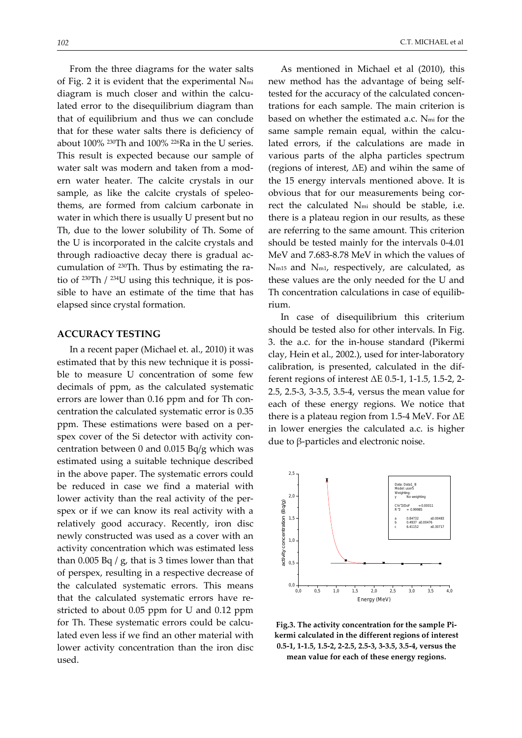From the three diagrams for the water salts of Fig. 2 it is evident that the experimental $N_{mi}$ diagram is much closer and within the calculated error to the disequilibrium diagram than that of equilibrium and thus we can conclude that for these water salts there is deficiency of about 100% $^{230}$Th and 100% $^{226}$Ra in the U series. This result is expected because our sample of water salt was modern and taken from a modern water heater. The calcite crystals in our sample, as like the calcite crystals of speleothems, are formed from calcium carbonate in water in which there is usually U present but no Th, due to the lower solubility of Th. Some of the U is incorporated in the calcite crystals and through radioactive decay there is gradual accumulation of $^{230}$Th. Thus by estimating the ratio of $^{230}$Th / $^{234}$U using this technique, it is possible to have an estimate of the time that has elapsed since crystal formation.

## ACCURACY TESTING

In a recent paper (Michael et. al., 2010) it was estimated that by this new technique it is possible to measure U concentration of some few decimals of ppm, as the calculated systematic errors are lower than 0.16 ppm and for Th concentration the calculated systematic error is 0.35 ppm. These estimations were based on a perspex cover of the Si detector with activity concentration between 0 and 0.015 Bq/g which was estimated using a suitable technique described in the above paper. The systematic errors could be reduced in case we find a material with lower activity than the real activity of the perspex or if we can know its real activity with a relatively good accuracy. Recently, iron disc newly constructed was used as a cover with an activity concentration which was estimated less than 0.005 Bq / g, that is 3 times lower than that of perspex, resulting in a respective decrease of the calculated systematic errors. This means that the calculated systematic errors have restricted to about 0.05 ppm for U and 0.12 ppm for Th. These systematic errors could be calculated even less if we find an other material with lower activity concentration than the iron disc used.

As mentioned in Michael et al (2010), this new method has the advantage of being self-tested for the accuracy of the calculated concentrations for each sample. The main criterion is based on whether the estimated a.c. $N_{mi}$ for the same sample remain equal, within the calculated errors, if the calculations are made in various parts of the alpha particles spectrum (regions of interest, $\Delta E$) and wihin the same of the 15 energy intervals mentioned above. It is obvious that for our measurements being correct the calculated $N_{mi}$ should be stable, i.e. there is a plateau region in our results, as these are referring to the same amount. This criterion should be tested mainly for the intervals 0-4.01 MeV and 7.683-8.78 MeV in which the values of $N_{m15}$ and $N_{m1}$, respectively, are calculated, as these values are the only needed for the U and Th concentration calculations in case of equilibrium.

In case of disequilibrium this criterium should be tested also for other intervals. In Fig. 3. the a.c. for the in-house standard (Pikermi clay, Hein et al., 2002.), used for inter-laboratory calibration, is presented, calculated in the different regions of interest $\Delta E$ 0.5-1, 1-1.5, 1.5-2, 2-2.5, 2.5-3, 3-3.5, 3.5-4, versus the mean value for each of these energy regions. We notice that there is a plateau region from 1.5-4 MeV. For $\Delta E$ in lower energies the calculated a.c. is higher due to β-particles and electronic noise.

**Fig.3. The activity concentration for the sample Pikermi calculated in the different regions of interest 0.5-1, 1-1.5, 1.5-2, 2-2.5, 2.5-3, 3-3.5, 3.5-4, versus the mean value for each of these energy regions.**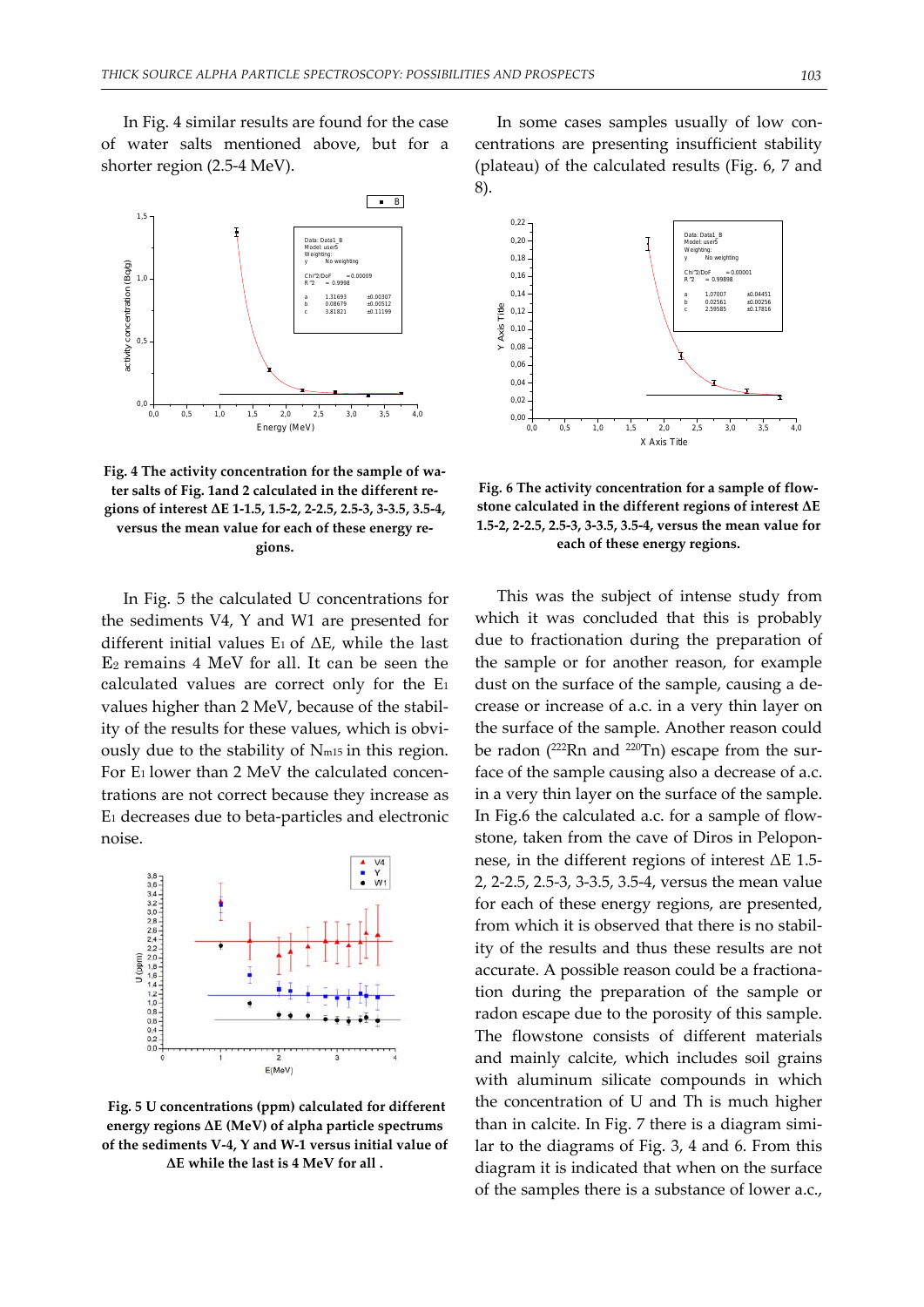In Fig. 4 similar results are found for the case of water salts mentioned above, but for a shorter region (2.5-4 MeV).

**Fig. 4 The activity concentration for the sample of water salts of Fig. 1and 2 calculated in the different regions of interest ΔE 1-1.5, 1.5-2, 2-2.5, 2.5-3, 3-3.5, 3.5-4, versus the mean value for each of these energy regions.**

In Fig. 5 the calculated U concentrations for the sediments V4, Y and W1 are presented for different initial values $E_1$ of ΔE, while the last $E_2$ remains 4 MeV for all. It can be seen the calculated values are correct only for the $E_1$ values higher than 2 MeV, because of the stability of the results for these values, which is obviously due to the stability of $N_{m15}$ in this region. For $E_1$ lower than 2 MeV the calculated concentrations are not correct because they increase as $E_1$ decreases due to beta-particles and electronic noise.

**Fig. 5 U concentrations (ppm) calculated for different energy regions ΔE (MeV) of alpha particle spectrums of the sediments V-4, Y and W-1 versus initial value of ΔE while the last is 4 MeV for all .**

In some cases samples usually of low concentrations are presenting insufficient stability (plateau) of the calculated results (Fig. 6, 7 and 8).

**Fig. 6 The activity concentration for a sample of flowstone calculated in the different regions of interest ΔE 1.5-2, 2-2.5, 2.5-3, 3-3.5, 3.5-4, versus the mean value for each of these energy regions.**

This was the subject of intense study from which it was concluded that this is probably due to fractionation during the preparation of the sample or for another reason, for example dust on the surface of the sample, causing a decrease or increase of a.c. in a very thin layer on the surface of the sample. Another reason could be radon ($^{222}$Rn and $^{220}$Tn) escape from the surface of the sample causing also a decrease of a.c. in a very thin layer on the surface of the sample. In Fig.6 the calculated a.c. for a sample of flowstone, taken from the cave of Diros in Peloponnese, in the different regions of interest ΔE 1.5-2, 2-2.5, 2.5-3, 3-3.5, 3.5-4, versus the mean value for each of these energy regions, are presented, from which it is observed that there is no stability of the results and thus these results are not accurate. A possible reason could be a fractionation during the preparation of the sample or radon escape due to the porosity of this sample. The flowstone consists of different materials and mainly calcite, which includes soil grains with aluminum silicate compounds in which the concentration of U and Th is much higher than in calcite. In Fig. 7 there is a diagram similar to the diagrams of Fig. 3, 4 and 6. From this diagram it is indicated that when on the surface of the samples there is a substance of lower a.c.,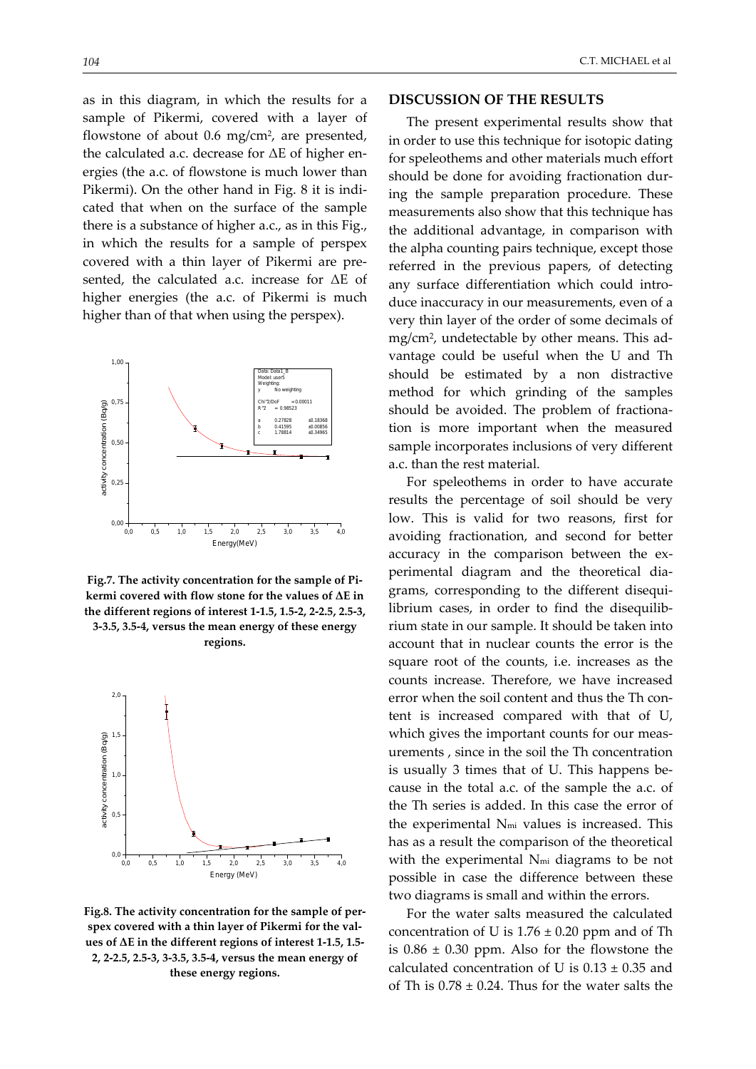as in this diagram, in which the results for a sample of Pikermi, covered with a layer of flowstone of about 0.6 mg/cm$^2$, are presented, the calculated a.c. decrease for $\Delta E$ of higher energies (the a.c. of flowstone is much lower than Pikermi). On the other hand in Fig. 8 it is indicated that when on the surface of the sample there is a substance of higher a.c., as in this Fig., in which the results for a sample of perspex covered with a thin layer of Pikermi are presented, the calculated a.c. increase for $\Delta E$ of higher energies (the a.c. of Pikermi is much higher than of that when using the perspex).

**Fig.7. The activity concentration for the sample of Pikermi covered with flow stone for the values of $\Delta E$ in the different regions of interest 1-1.5, 1.5-2, 2-2.5, 2.5-3, 3-3.5, 3.5-4, versus the mean energy of these energy regions.**

**Fig.8. The activity concentration for the sample of perspex covered with a thin layer of Pikermi for the values of $\Delta E$ in the different regions of interest 1-1.5, 1.5-2, 2-2.5, 2.5-3, 3-3.5, 3.5-4, versus the mean energy of these energy regions.**

## DISCUSSION OF THE RESULTS

The present experimental results show that in order to use this technique for isotopic dating for speleothems and other materials much effort should be done for avoiding fractionation during the sample preparation procedure. These measurements also show that this technique has the additional advantage, in comparison with the alpha counting pairs technique, except those referred in the previous papers, of detecting any surface differentiation which could introduce inaccuracy in our measurements, even of a very thin layer of the order of some decimals of mg/cm$^2$, undetectable by other means. This advantage could be useful when the U and Th should be estimated by a non distractive method for which grinding of the samples should be avoided. The problem of fractionation is more important when the measured sample incorporates inclusions of very different a.c. than the rest material.

For speleothems in order to have accurate results the percentage of soil should be very low. This is valid for two reasons, first for avoiding fractionation, and second for better accuracy in the comparison between the experimental diagram and the theoretical diagrams, corresponding to the different disequilibrium cases, in order to find the disequilibrium state in our sample. It should be taken into account that in nuclear counts the error is the square root of the counts, i.e. increases as the counts increase. Therefore, we have increased error when the soil content and thus the Th content is increased compared with that of U, which gives the important counts for our measurements , since in the soil the Th concentration is usually 3 times that of U. This happens because in the total a.c. of the sample the a.c. of the Th series is added. In this case the error of the experimental $N_{mi}$ values is increased. This has as a result the comparison of the theoretical with the experimental $N_{mi}$ diagrams to be not possible in case the difference between these two diagrams is small and within the errors.

For the water salts measured the calculated concentration of U is 1.76 ± 0.20 ppm and of Th is 0.86 ± 0.30 ppm. Also for the flowstone the calculated concentration of U is 0.13 ± 0.35 and of Th is 0.78 ± 0.24. Thus for the water salts the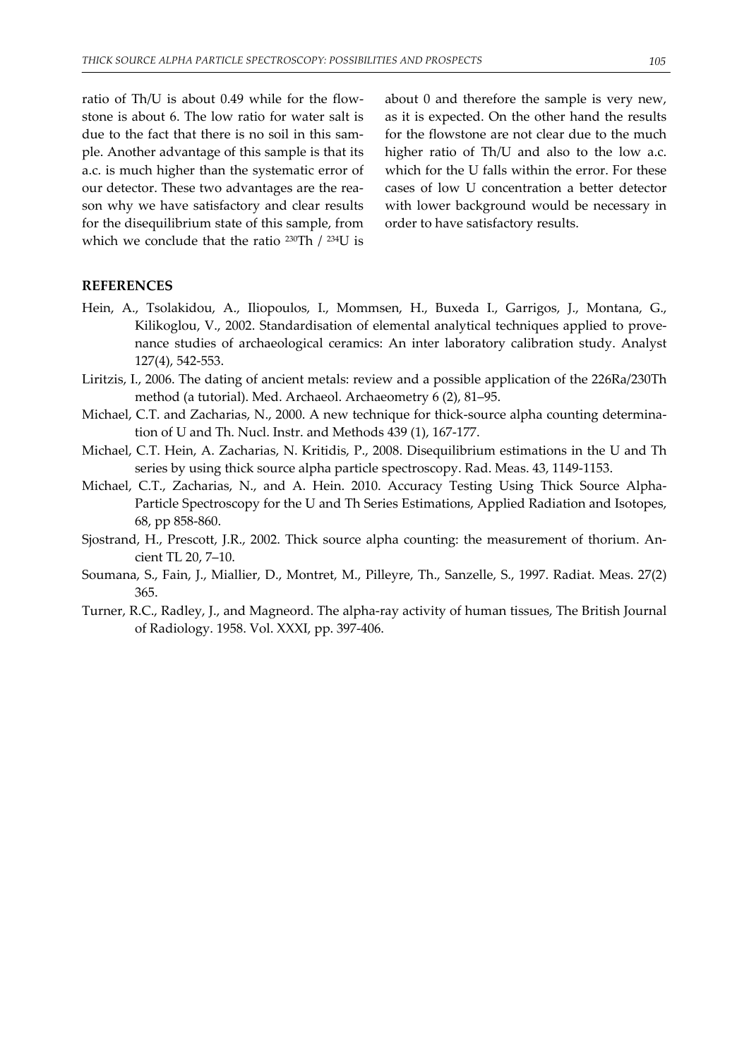ratio of Th/U is about 0.49 while for the flowstone is about 6. The low ratio for water salt is due to the fact that there is no soil in this sample. Another advantage of this sample is that its a.c. is much higher than the systematic error of our detector. These two advantages are the reason why we have satisfactory and clear results for the disequilibrium state of this sample, from which we conclude that the ratio $^{230}Th$ / $^{234}U$ is about 0 and therefore the sample is very new, as it is expected. On the other hand the results for the flowstone are not clear due to the much higher ratio of Th/U and also to the low a.c. which for the U falls within the error. For these cases of low U concentration a better detector with lower background would be necessary in order to have satisfactory results.

## REFERENCES

Hein, A., Tsolakidou, A., Iliopoulos, I., Mommsen, H., Buxeda I., Garrigos, J., Montana, G., Kilikoglou, V., 2002. Standardisation of elemental analytical techniques applied to provenance studies of archaeological ceramics: An inter laboratory calibration study. Analyst 127(4), 542-553.

Liritzis, I., 2006. The dating of ancient metals: review and a possible application of the 226Ra/230Th method (a tutorial). Med. Archaeol. Archaeometry 6 (2), 81–95.

Michael, C.T. and Zacharias, N., 2000. A new technique for thick-source alpha counting determination of U and Th. Nucl. Instr. and Methods 439 (1), 167-177.

Michael, C.T. Hein, A. Zacharias, N. Kritidis, P., 2008. Disequilibrium estimations in the U and Th series by using thick source alpha particle spectroscopy. Rad. Meas. 43, 1149-1153.

Michael, C.T., Zacharias, N., and A. Hein. 2010. Accuracy Testing Using Thick Source Alpha-Particle Spectroscopy for the U and Th Series Estimations, Applied Radiation and Isotopes, 68, pp 858-860.

Sjostrand, H., Prescott, J.R., 2002. Thick source alpha counting: the measurement of thorium. Ancient TL 20, 7–10.

Soumana, S., Fain, J., Miallier, D., Montret, M., Pilleyre, Th., Sanzelle, S., 1997. Radiat. Meas. 27(2) 365.

Turner, R.C., Radley, J., and Magneord. The alpha-ray activity of human tissues, The British Journal of Radiology. 1958. Vol. XXXI, pp. 397-406.